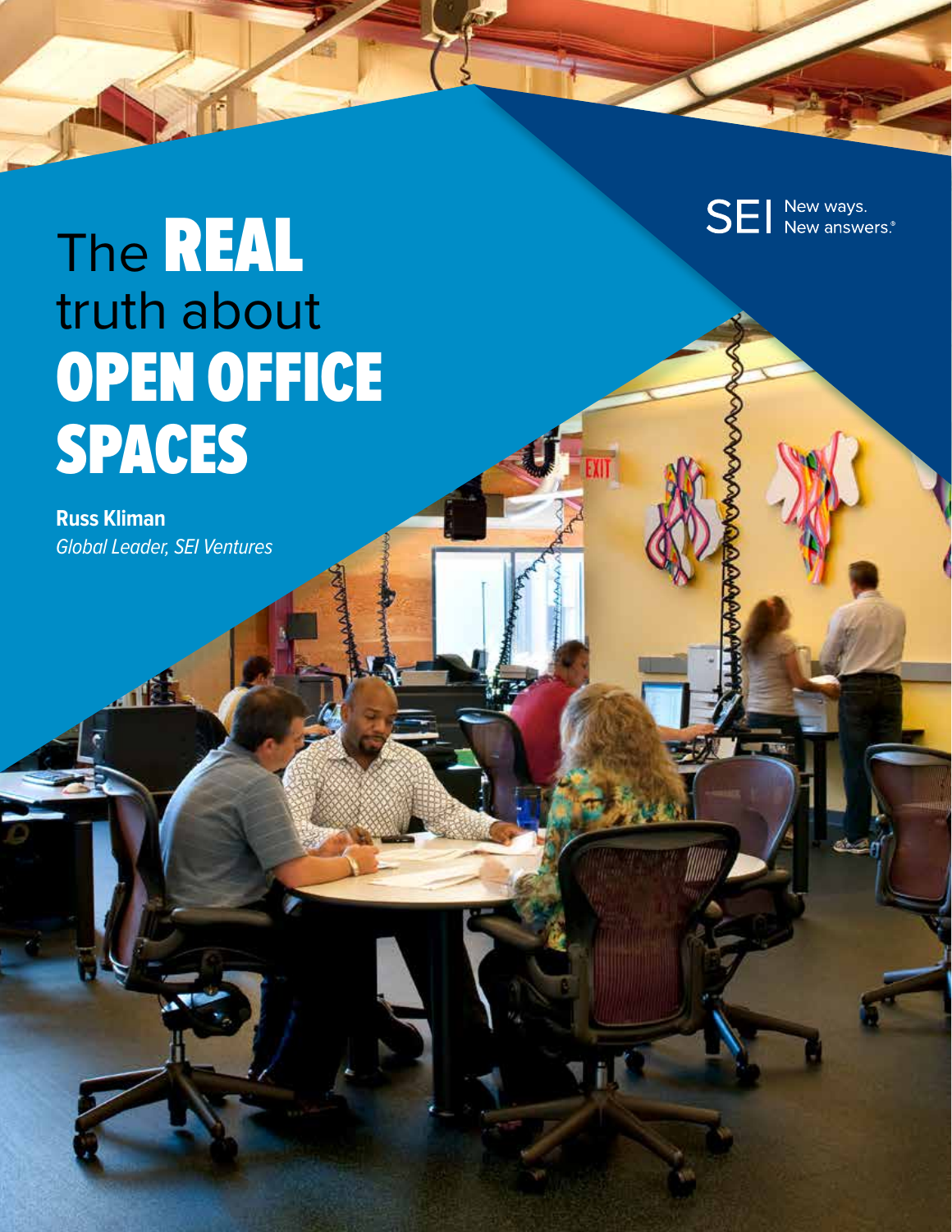SEI New ways. New answers.®

# The REAL truth about OPEN OFFICE SPACES

**Russ Kliman**
*Global Leader, SEI Ventures*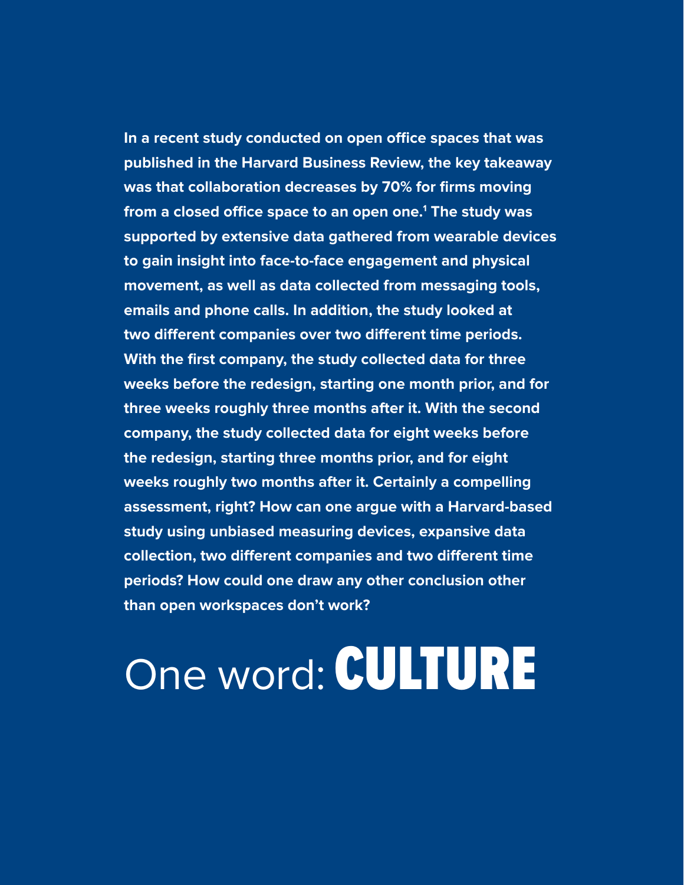**In a recent study conducted on open office spaces that was published in the Harvard Business Review, the key takeaway was that collaboration decreases by 70% for firms moving from a closed office space to an open one.[1] The study was supported by extensive data gathered from wearable devices to gain insight into face-to-face engagement and physical movement, as well as data collected from messaging tools, emails and phone calls. In addition, the study looked at two different companies over two different time periods. With the first company, the study collected data for three weeks before the redesign, starting one month prior, and for three weeks roughly three months after it. With the second company, the study collected data for eight weeks before the redesign, starting three months prior, and for eight weeks roughly two months after it. Certainly a compelling assessment, right? How can one argue with a Harvard-based study using unbiased measuring devices, expansive data collection, two different companies and two different time periods? How could one draw any other conclusion other than open workspaces don't work?**

# One word: **CULTURE**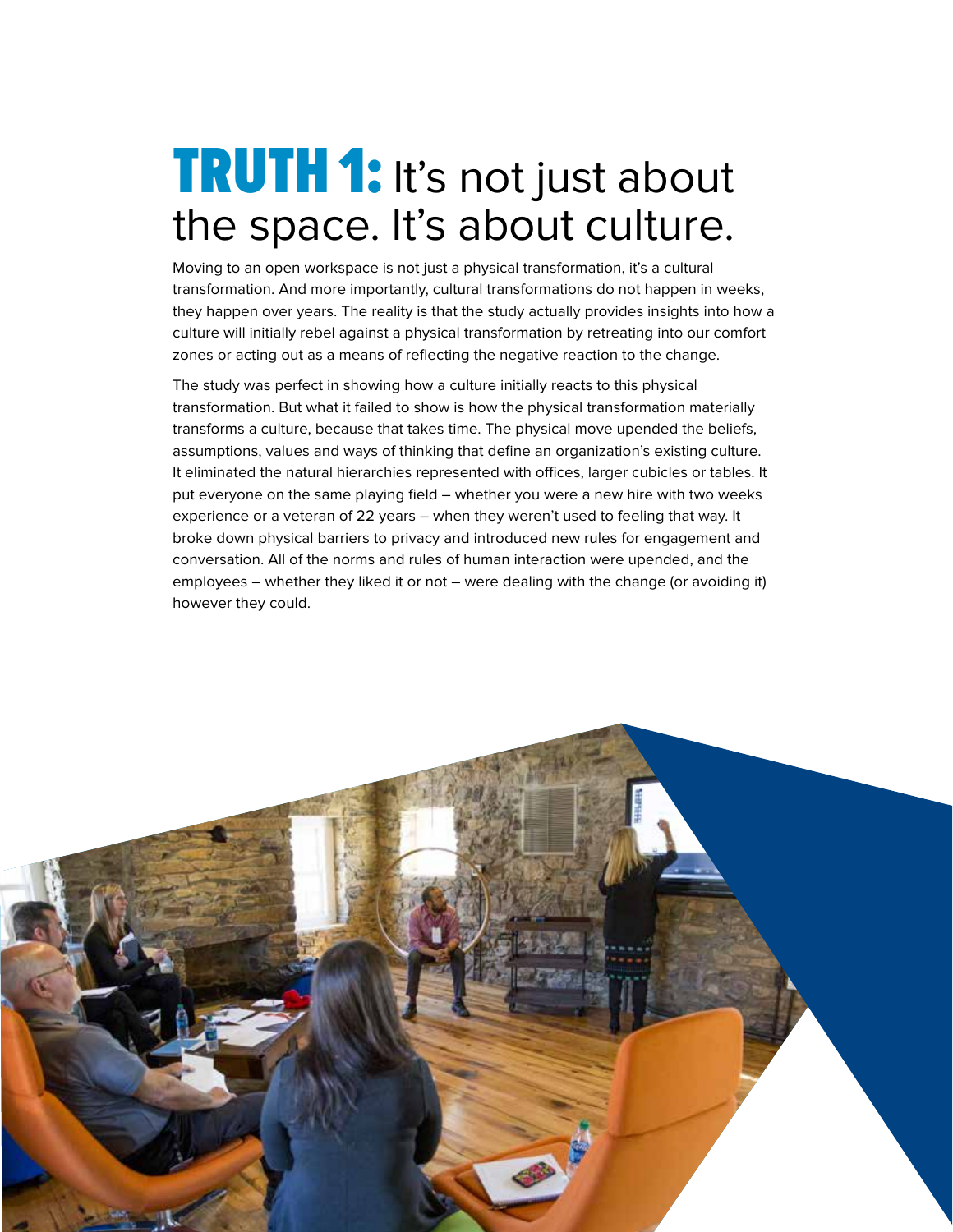# TRUTH 1: It's not just about the space. It's about culture.

Moving to an open workspace is not just a physical transformation, it's a cultural transformation. And more importantly, cultural transformations do not happen in weeks, they happen over years. The reality is that the study actually provides insights into how a culture will initially rebel against a physical transformation by retreating into our comfort zones or acting out as a means of reflecting the negative reaction to the change.

The study was perfect in showing how a culture initially reacts to this physical transformation. But what it failed to show is how the physical transformation materially transforms a culture, because that takes time. The physical move upended the beliefs, assumptions, values and ways of thinking that define an organization's existing culture. It eliminated the natural hierarchies represented with offices, larger cubicles or tables. It put everyone on the same playing field – whether you were a new hire with two weeks experience or a veteran of 22 years – when they weren't used to feeling that way. It broke down physical barriers to privacy and introduced new rules for engagement and conversation. All of the norms and rules of human interaction were upended, and the employees – whether they liked it or not – were dealing with the change (or avoiding it) however they could.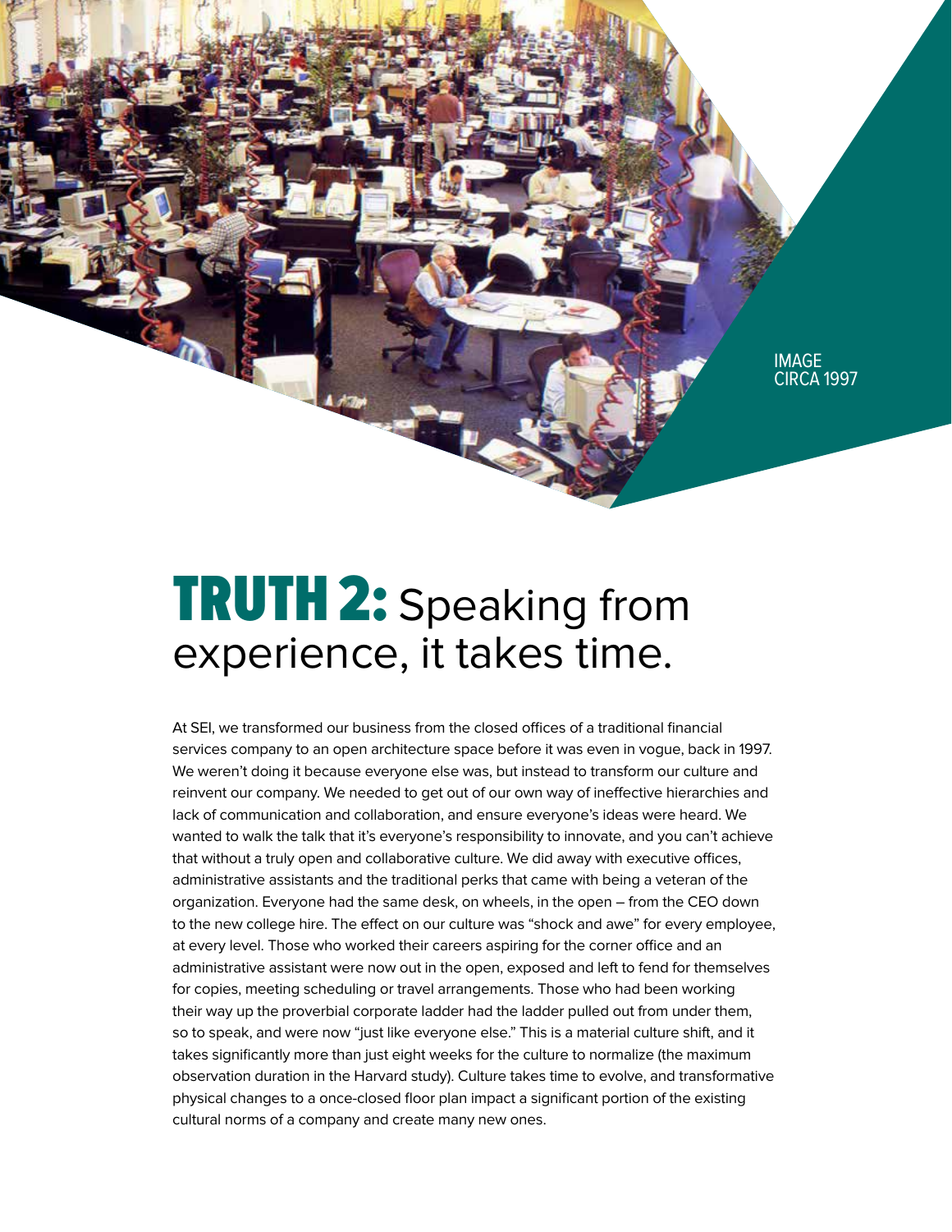IMAGE CIRCA 1997

# TRUTH 2: Speaking from experience, it takes time.

At SEI, we transformed our business from the closed offices of a traditional financial services company to an open architecture space before it was even in vogue, back in 1997. We weren't doing it because everyone else was, but instead to transform our culture and reinvent our company. We needed to get out of our own way of ineffective hierarchies and lack of communication and collaboration, and ensure everyone's ideas were heard. We wanted to walk the talk that it's everyone's responsibility to innovate, and you can't achieve that without a truly open and collaborative culture. We did away with executive offices, administrative assistants and the traditional perks that came with being a veteran of the organization. Everyone had the same desk, on wheels, in the open – from the CEO down to the new college hire. The effect on our culture was "shock and awe" for every employee, at every level. Those who worked their careers aspiring for the corner office and an administrative assistant were now out in the open, exposed and left to fend for themselves for copies, meeting scheduling or travel arrangements. Those who had been working their way up the proverbial corporate ladder had the ladder pulled out from under them, so to speak, and were now "just like everyone else." This is a material culture shift, and it takes significantly more than just eight weeks for the culture to normalize (the maximum observation duration in the Harvard study). Culture takes time to evolve, and transformative physical changes to a once-closed floor plan impact a significant portion of the existing cultural norms of a company and create many new ones.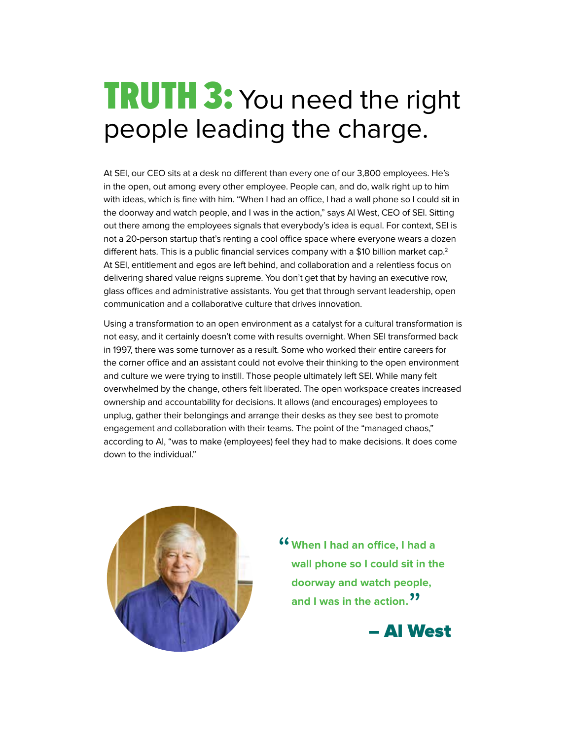# TRUTH 3: You need the right people leading the charge.

At SEI, our CEO sits at a desk no different than every one of our 3,800 employees. He's in the open, out among every other employee. People can, and do, walk right up to him with ideas, which is fine with him. "When I had an office, I had a wall phone so I could sit in the doorway and watch people, and I was in the action," says Al West, CEO of SEI. Sitting out there among the employees signals that everybody's idea is equal. For context, SEI is not a 20-person startup that's renting a cool office space where everyone wears a dozen different hats. This is a public financial services company with a $10 billion market cap.[2] At SEI, entitlement and egos are left behind, and collaboration and a relentless focus on delivering shared value reigns supreme. You don't get that by having an executive row, glass offices and administrative assistants. You get that through servant leadership, open communication and a collaborative culture that drives innovation.

Using a transformation to an open environment as a catalyst for a cultural transformation is not easy, and it certainly doesn't come with results overnight. When SEI transformed back in 1997, there was some turnover as a result. Some who worked their entire careers for the corner office and an assistant could not evolve their thinking to the open environment and culture we were trying to instill. Those people ultimately left SEI. While many felt overwhelmed by the change, others felt liberated. The open workspace creates increased ownership and accountability for decisions. It allows (and encourages) employees to unplug, gather their belongings and arrange their desks as they see best to promote engagement and collaboration with their teams. The point of the "managed chaos," according to Al, "was to make (employees) feel they had to make decisions. It does come down to the individual."

> **"When I had an office, I had a wall phone so I could sit in the doorway and watch people, and I was in the action."**
>
> **– Al West**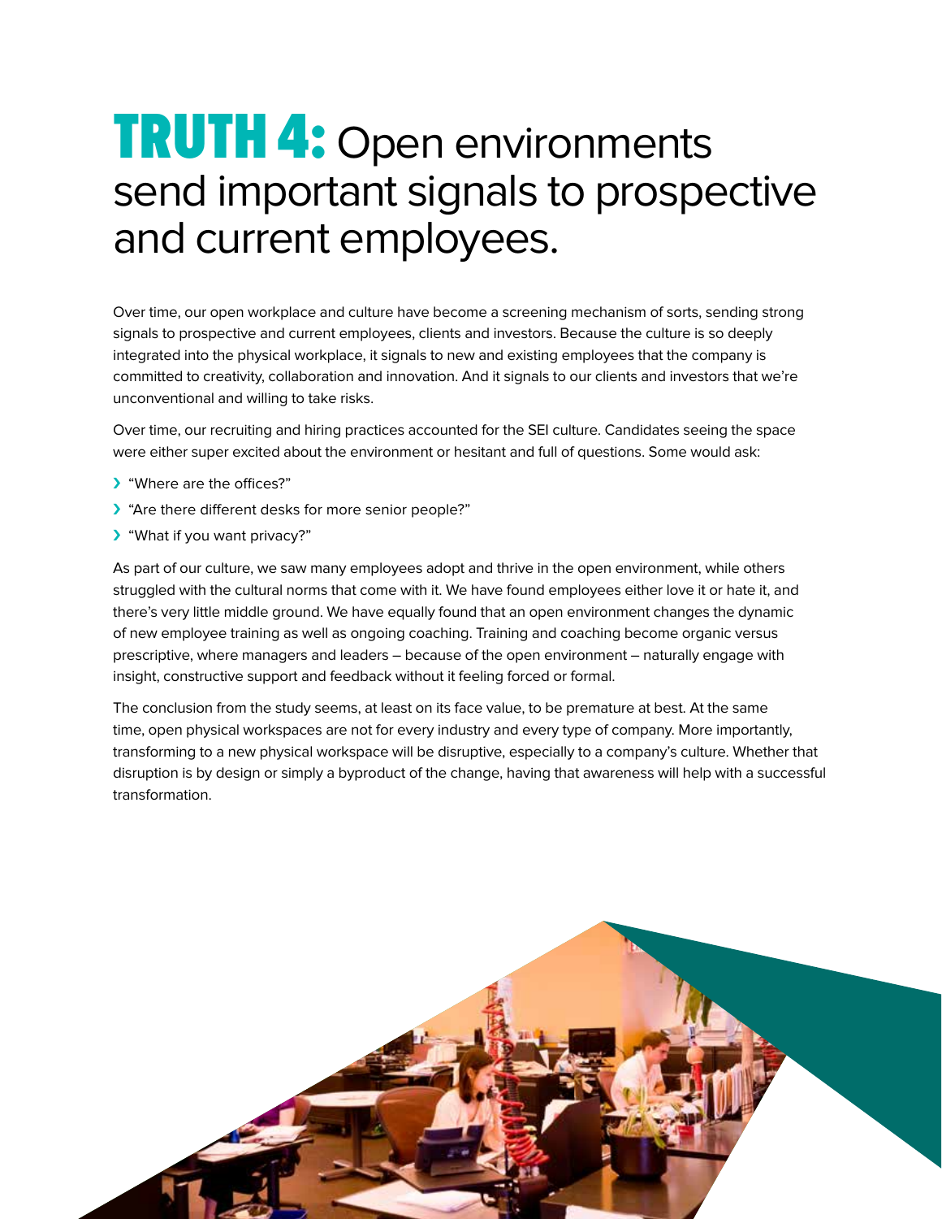# TRUTH 4: Open environments send important signals to prospective and current employees.

Over time, our open workplace and culture have become a screening mechanism of sorts, sending strong signals to prospective and current employees, clients and investors. Because the culture is so deeply integrated into the physical workplace, it signals to new and existing employees that the company is committed to creativity, collaboration and innovation. And it signals to our clients and investors that we're unconventional and willing to take risks.

Over time, our recruiting and hiring practices accounted for the SEI culture. Candidates seeing the space were either super excited about the environment or hesitant and full of questions. Some would ask:

- "Where are the offices?"
- "Are there different desks for more senior people?"
- "What if you want privacy?"

As part of our culture, we saw many employees adopt and thrive in the open environment, while others struggled with the cultural norms that come with it. We have found employees either love it or hate it, and there's very little middle ground. We have equally found that an open environment changes the dynamic of new employee training as well as ongoing coaching. Training and coaching become organic versus prescriptive, where managers and leaders – because of the open environment – naturally engage with insight, constructive support and feedback without it feeling forced or formal.

The conclusion from the study seems, at least on its face value, to be premature at best. At the same time, open physical workspaces are not for every industry and every type of company. More importantly, transforming to a new physical workspace will be disruptive, especially to a company's culture. Whether that disruption is by design or simply a byproduct of the change, having that awareness will help with a successful transformation.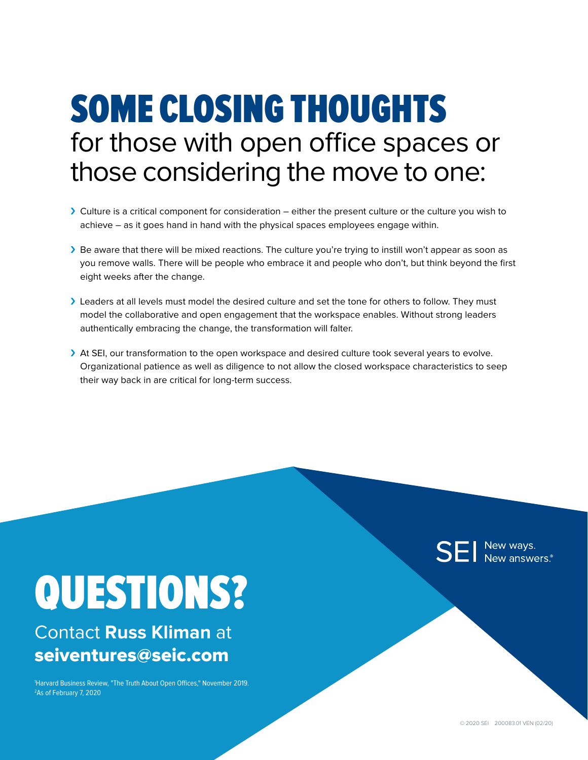# SOME CLOSING THOUGHTS

## for those with open office spaces or those considering the move to one:

- Culture is a critical component for consideration – either the present culture or the culture you wish to achieve – as it goes hand in hand with the physical spaces employees engage within.
- Be aware that there will be mixed reactions. The culture you're trying to instill won't appear as soon as you remove walls. There will be people who embrace it and people who don't, but think beyond the first eight weeks after the change.
- Leaders at all levels must model the desired culture and set the tone for others to follow. They must model the collaborative and open engagement that the workspace enables. Without strong leaders authentically embracing the change, the transformation will falter.
- At SEI, our transformation to the open workspace and desired culture took several years to evolve. Organizational patience as well as diligence to not allow the closed workspace characteristics to seep their way back in are critical for long-term success.

SEI New ways. New answers.®

# QUESTIONS?

Contact **Russ Kliman** at
**seiventures@seic.com**

[1]Harvard Business Review, "The Truth About Open Offices," November 2019.
[2]As of February 7, 2020

© 2020 SEI 200083.01 VEN (02/20)